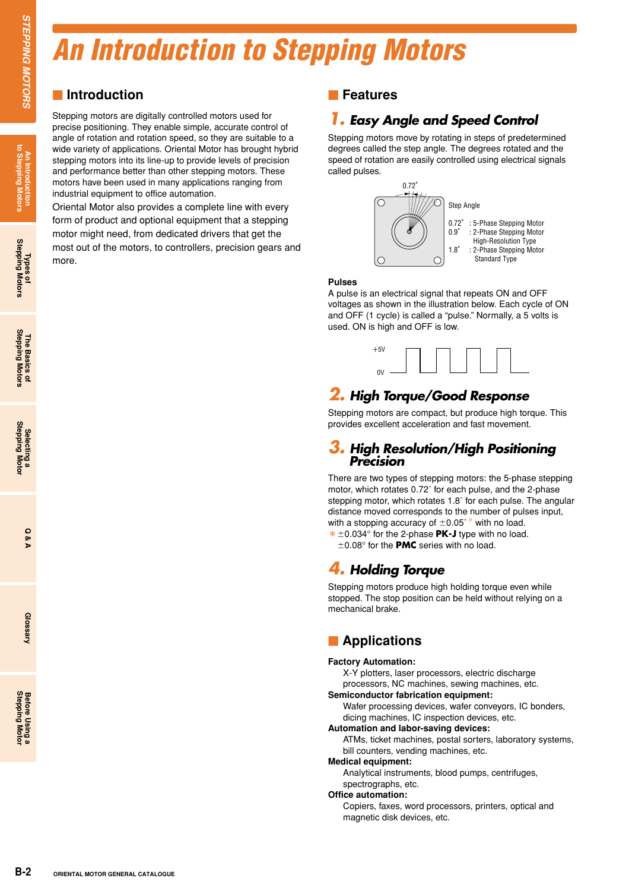# An Introduction to Stepping Motors

## Introduction

Stepping motors are digitally controlled motors used for precise positioning. They enable simple, accurate control of angle of rotation and rotation speed, so they are suitable to a wide variety of applications. Oriental Motor has brought hybrid stepping motors into its line-up to provide levels of precision and performance better than other stepping motors. These motors have been used in many applications ranging from industrial equipment to office automation.

Oriental Motor also provides a complete line with every form of product and optional equipment that a stepping motor might need, from dedicated drivers that get the most out of the motors, to controllers, precision gears and more.

## Features

### 1. Easy Angle and Speed Control

Stepping motors move by rotating in steps of predetermined degrees called the step angle. The degrees rotated and the speed of rotation are easily controlled using electrical signals called pulses.

0.72˚

Step Angle

0.72˚ : 5-Phase Stepping Motor
0.9˚ : 2-Phase Stepping Motor High-Resolution Type
1.8˚ : 2-Phase Stepping Motor Standard Type

**Pulses**

A pulse is an electrical signal that repeats ON and OFF voltages as shown in the illustration below. Each cycle of ON and OFF (1 cycle) is called a "pulse." Normally, a 5 volts is used. ON is high and OFF is low.

+5V

0V

### 2. High Torque/Good Response

Stepping motors are compact, but produce high torque. This provides excellent acceleration and fast movement.

### 3. High Resolution/High Positioning Precision

There are two types of stepping motors: the 5-phase stepping motor, which rotates 0.72˚ for each pulse, and the 2-phase stepping motor, which rotates 1.8˚ for each pulse. The angular distance moved corresponds to the number of pulses input, with a stopping accuracy of ±0.05˚ *with no load.

* ±0.034° for the 2-phase **PK-J** type with no load.
±0.08° for the **PMC** series with no load.

### 4. Holding Torque

Stepping motors produce high holding torque even while stopped. The stop position can be held without relying on a mechanical brake.

## Applications

**Factory Automation:**
X-Y plotters, laser processors, electric discharge processors, NC machines, sewing machines, etc.

**Semiconductor fabrication equipment:**
Wafer processing devices, wafer conveyors, IC bonders, dicing machines, IC inspection devices, etc.

**Automation and labor-saving devices:**
ATMs, ticket machines, postal sorters, laboratory systems, bill counters, vending machines, etc.

**Medical equipment:**
Analytical instruments, blood pumps, centrifuges, spectrographs, etc.

**Office automation:**
Copiers, faxes, word processors, printers, optical and magnetic disk devices, etc.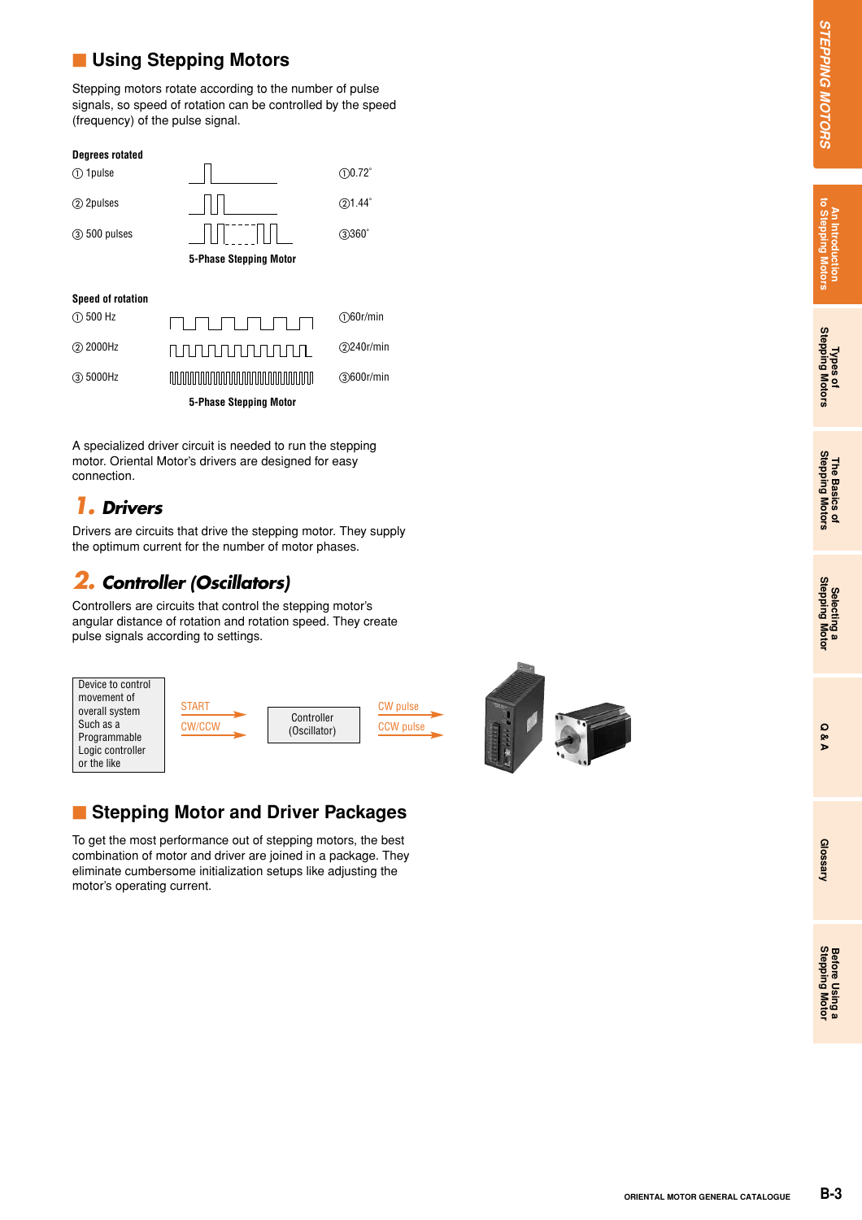## Using Stepping Motors

Stepping motors rotate according to the number of pulse signals, so speed of rotation can be controlled by the speed (frequency) of the pulse signal.

**Degrees rotated**

① 1pulse — ①0.72˚

② 2pulses — ②1.44˚

③ 500 pulses — ③360˚

**5-Phase Stepping Motor**

**Speed of rotation**

① 500 Hz — ①60r/min

② 2000Hz — ②240r/min

③ 5000Hz — ③600r/min

**5-Phase Stepping Motor**

A specialized driver circuit is needed to run the stepping motor. Oriental Motor's drivers are designed for easy connection.

### 1. Drivers

Drivers are circuits that drive the stepping motor. They supply the optimum current for the number of motor phases.

### 2. Controller (Oscillators)

Controllers are circuits that control the stepping motor's angular distance of rotation and rotation speed. They create pulse signals according to settings.

Device to control movement of overall system Such as a Programmable Logic controller or the like → START, CW/CCW → Controller (Oscillator) → CW pulse, CCW pulse

## Stepping Motor and Driver Packages

To get the most performance out of stepping motors, the best combination of motor and driver are joined in a package. They eliminate cumbersome initialization setups like adjusting the motor's operating current.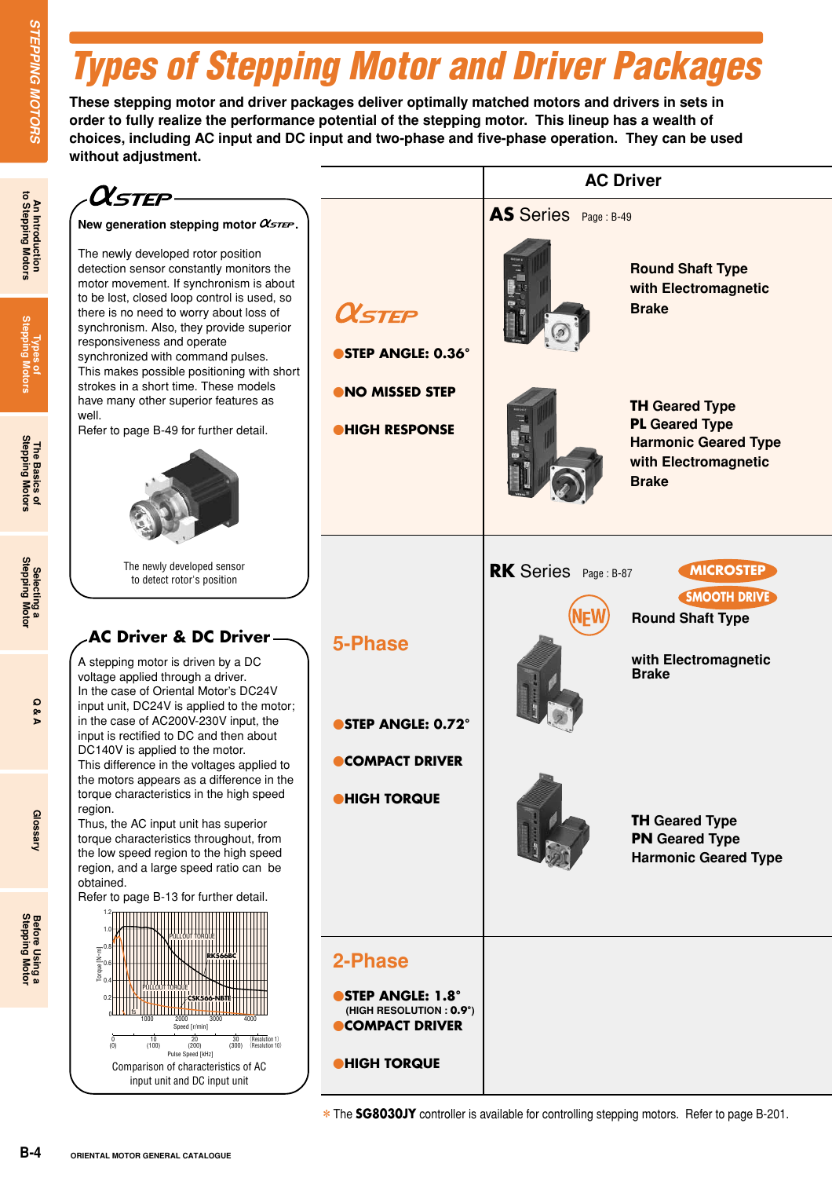# Types of Stepping Motor and Driver Packages

**These stepping motor and driver packages deliver optimally matched motors and drivers in sets in order to fully realize the performance potential of the stepping motor. This lineup has a wealth of choices, including AC input and DC input and two-phase and five-phase operation. They can be used without adjustment.**

## αSTEP

**New generation stepping motor αSTEP.**

The newly developed rotor position detection sensor constantly monitors the motor movement. If synchronism is about to be lost, closed loop control is used, so there is no need to worry about loss of synchronism. Also, they provide superior responsiveness and operate synchronized with command pulses.
This makes possible positioning with short strokes in a short time. These models have many other superior features as well.
Refer to page B-49 for further detail.

The newly developed sensor to detect rotor's position

## AC Driver & DC Driver

A stepping motor is driven by a DC voltage applied through a driver.
In the case of Oriental Motor's DC24V input unit, DC24V is applied to the motor; in the case of AC200V-230V input, the input is rectified to DC and then about DC140V is applied to the motor.
This difference in the voltages applied to the motors appears as a difference in the torque characteristics in the high speed region.
Thus, the AC input unit has superior torque characteristics throughout, from the low speed region to the high speed region, and a large speed ratio can be obtained.
Refer to page B-13 for further detail.

Comparison of characteristics of AC input unit and DC input unit

| | AC Driver |
|---|---|
| **αSTEP**<br>●STEP ANGLE: 0.36°<br>●NO MISSED STEP<br>●HIGH RESPONSE | **AS Series** Page : B-49<br>Round Shaft Type with Electromagnetic Brake<br>**TH** Geared Type<br>**PL** Geared Type<br>Harmonic Geared Type with Electromagnetic Brake |
| **5-Phase**<br>●STEP ANGLE: 0.72°<br>●COMPACT DRIVER<br>●HIGH TORQUE | **RK Series** Page : B-87 MICROSTEP / SMOOTH DRIVE / NEW<br>Round Shaft Type<br>with Electromagnetic Brake<br>**TH** Geared Type<br>**PN** Geared Type<br>Harmonic Geared Type |
| **2-Phase**<br>●STEP ANGLE: 1.8°<br>(HIGH RESOLUTION : 0.9°)<br>●COMPACT DRIVER<br>●HIGH TORQUE | |

✽ The **SG8030JY** controller is available for controlling stepping motors. Refer to page B-201.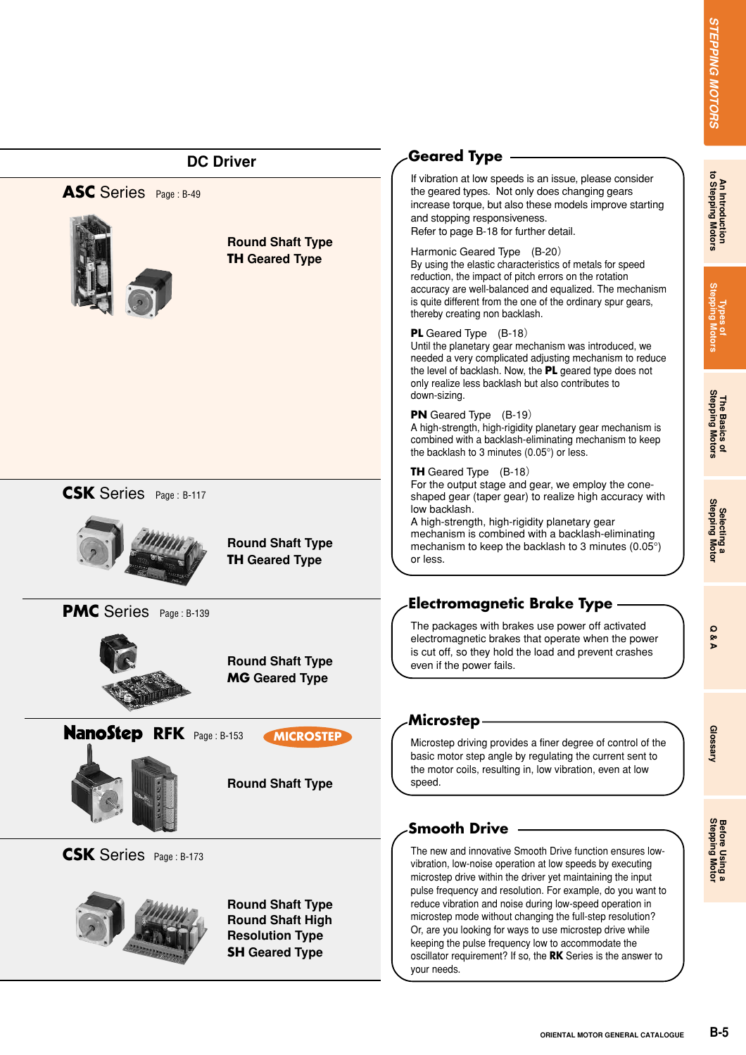## DC Driver

### ASC Series Page : B-49

**Round Shaft Type**
**TH Geared Type**

### CSK Series Page : B-117

**Round Shaft Type**
**TH Geared Type**

### PMC Series Page : B-139

**Round Shaft Type**
**MG Geared Type**

### NanoStep RFK Page : B-153 MICROSTEP

**Round Shaft Type**

### CSK Series Page : B-173

**Round Shaft Type**
**Round Shaft High Resolution Type**
**SH Geared Type**

## Geared Type

If vibration at low speeds is an issue, please consider the geared types. Not only does changing gears increase torque, but also these models improve starting and stopping responsiveness.
Refer to page B-18 for further detail.

Harmonic Geared Type (B-20)
By using the elastic characteristics of metals for speed reduction, the impact of pitch errors on the rotation accuracy are well-balanced and equalized. The mechanism is quite different from the one of the ordinary spur gears, thereby creating non backlash.

**PL** Geared Type (B-18)
Until the planetary gear mechanism was introduced, we needed a very complicated adjusting mechanism to reduce the level of backlash. Now, the **PL** geared type does not only realize less backlash but also contributes to down-sizing.

**PN** Geared Type (B-19)
A high-strength, high-rigidity planetary gear mechanism is combined with a backlash-eliminating mechanism to keep the backlash to 3 minutes (0.05°) or less.

**TH** Geared Type (B-18)
For the output stage and gear, we employ the cone-shaped gear (taper gear) to realize high accuracy with low backlash.
A high-strength, high-rigidity planetary gear mechanism is combined with a backlash-eliminating mechanism to keep the backlash to 3 minutes (0.05°) or less.

## Electromagnetic Brake Type

The packages with brakes use power off activated electromagnetic brakes that operate when the power is cut off, so they hold the load and prevent crashes even if the power fails.

## Microstep

Microstep driving provides a finer degree of control of the basic motor step angle by regulating the current sent to the motor coils, resulting in, low vibration, even at low speed.

## Smooth Drive

The new and innovative Smooth Drive function ensures low-vibration, low-noise operation at low speeds by executing microstep drive within the driver yet maintaining the input pulse frequency and resolution. For example, do you want to reduce vibration and noise during low-speed operation in microstep mode without changing the full-step resolution? Or, are you looking for ways to use microstep drive while keeping the pulse frequency low to accommodate the oscillator requirement? If so, the **RK** Series is the answer to your needs.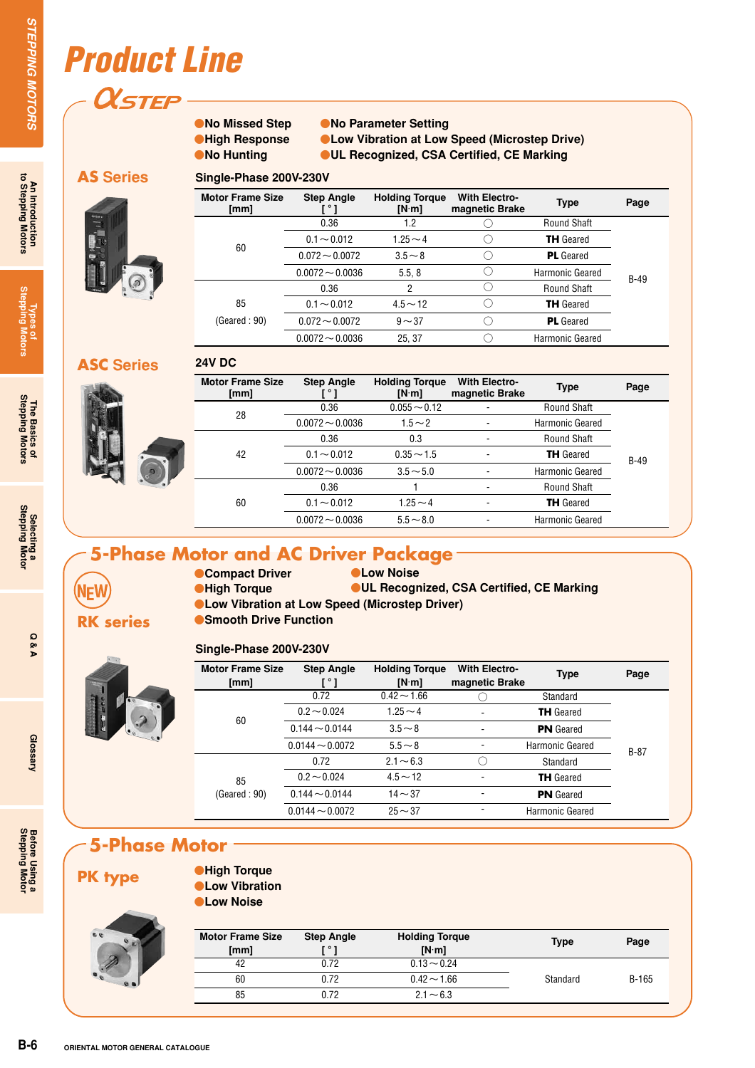# Product Line

## αSTEP

- No Missed Step
- High Response
- No Hunting
- No Parameter Setting
- Low Vibration at Low Speed (Microstep Drive)
- UL Recognized, CSA Certified, CE Marking

### AS Series

**Single-Phase 200V-230V**

| Motor Frame Size [mm] | Step Angle [ ° ] | Holding Torque [N·m] | With Electro-magnetic Brake | Type | Page |
|---|---|---|---|---|---|
| 60 | 0.36 | 1.2 | ○ | Round Shaft | B-49 |
| | 0.1～0.012 | 1.25～4 | ○ | **TH** Geared | |
| | 0.072～0.0072 | 3.5～8 | ○ | **PL** Geared | |
| | 0.0072～0.0036 | 5.5, 8 | ○ | Harmonic Geared | |
| 85 (Geared : 90) | 0.36 | 2 | ○ | Round Shaft | |
| | 0.1～0.012 | 4.5～12 | ○ | **TH** Geared | |
| | 0.072～0.0072 | 9～37 | ○ | **PL** Geared | |
| | 0.0072～0.0036 | 25, 37 | ○ | Harmonic Geared | |

### ASC Series

**24V DC**

| Motor Frame Size [mm] | Step Angle [ ° ] | Holding Torque [N·m] | With Electro-magnetic Brake | Type | Page |
|---|---|---|---|---|---|
| 28 | 0.36 | 0.055～0.12 | - | Round Shaft | B-49 |
| | 0.0072～0.0036 | 1.5～2 | - | Harmonic Geared | |
| 42 | 0.36 | 0.3 | - | Round Shaft | |
| | 0.1～0.012 | 0.35～1.5 | - | **TH** Geared | |
| | 0.0072～0.0036 | 3.5～5.0 | - | Harmonic Geared | |
| 60 | 0.36 | 1 | - | Round Shaft | |
| | 0.1～0.012 | 1.25～4 | - | **TH** Geared | |
| | 0.0072～0.0036 | 5.5～8.0 | - | Harmonic Geared | |

## 5-Phase Motor and AC Driver Package

NEW

### RK series

- Compact Driver
- High Torque
- Low Vibration at Low Speed (Microstep Driver)
- Smooth Drive Function
- Low Noise
- UL Recognized, CSA Certified, CE Marking

**Single-Phase 200V-230V**

| Motor Frame Size [mm] | Step Angle [ ° ] | Holding Torque [N·m] | With Electro-magnetic Brake | Type | Page |
|---|---|---|---|---|---|
| 60 | 0.72 | 0.42～1.66 | ○ | Standard | B-87 |
| | 0.2～0.024 | 1.25～4 | - | **TH** Geared | |
| | 0.144～0.0144 | 3.5～8 | - | **PN** Geared | |
| | 0.0144～0.0072 | 5.5～8 | - | Harmonic Geared | |
| 85 (Geared : 90) | 0.72 | 2.1～6.3 | ○ | Standard | |
| | 0.2～0.024 | 4.5～12 | - | **TH** Geared | |
| | 0.144～0.0144 | 14～37 | - | **PN** Geared | |
| | 0.0144～0.0072 | 25～37 | - | Harmonic Geared | |

## 5-Phase Motor

### PK type

- High Torque
- Low Vibration
- Low Noise

| Motor Frame Size [mm] | Step Angle [ ° ] | Holding Torque [N·m] | Type | Page |
|---|---|---|---|---|
| 42 | 0.72 | 0.13～0.24 | Standard | B-165 |
| 60 | 0.72 | 0.42～1.66 | | |
| 85 | 0.72 | 2.1～6.3 | | |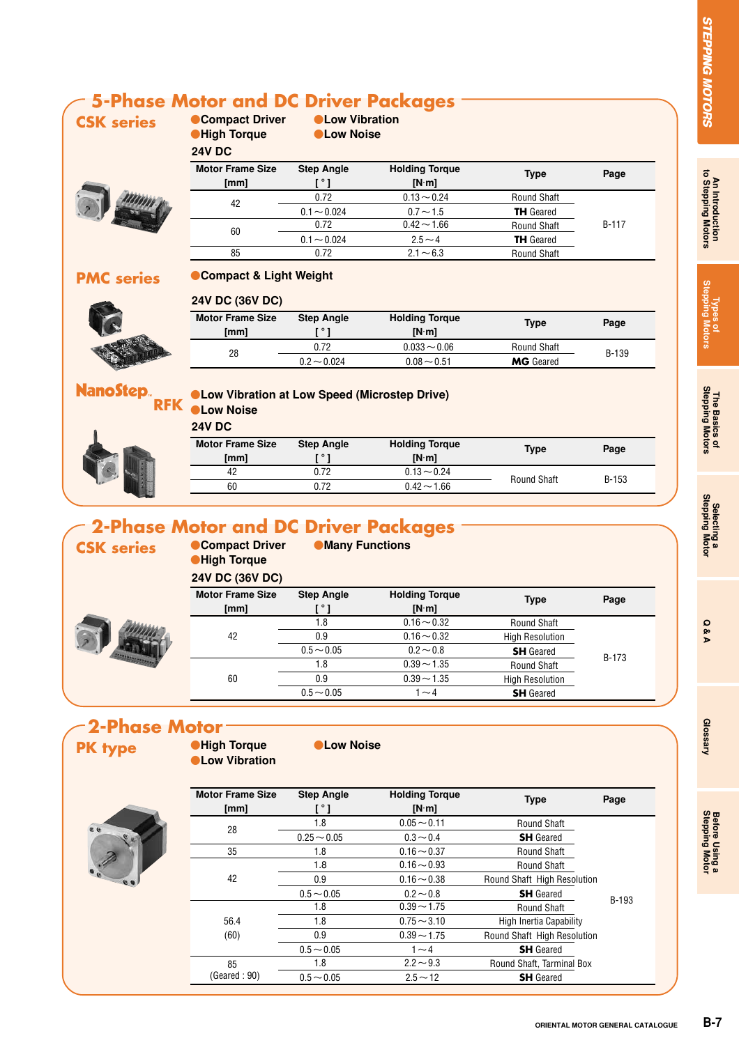## 5-Phase Motor and DC Driver Packages

### CSK series

●Compact Driver ●Low Vibration
●High Torque ●Low Noise

24V DC

| Motor Frame Size [mm] | Step Angle [ ° ] | Holding Torque [N·m] | Type | Page |
|---|---|---|---|---|
| 42 | 0.72 | 0.13～0.24 | Round Shaft | B-117 |
| | 0.1～0.024 | 0.7～1.5 | **TH** Geared | |
| 60 | 0.72 | 0.42～1.66 | Round Shaft | |
| | 0.1～0.024 | 2.5～4 | **TH** Geared | |
| 85 | 0.72 | 2.1～6.3 | Round Shaft | |

### PMC series

●Compact & Light Weight

24V DC (36V DC)

| Motor Frame Size [mm] | Step Angle [ ° ] | Holding Torque [N·m] | Type | Page |
|---|---|---|---|---|
| 28 | 0.72 | 0.033～0.06 | Round Shaft | B-139 |
| | 0.2～0.024 | 0.08～0.51 | **MG** Geared | |

### NanoStep RFK

●Low Vibration at Low Speed (Microstep Drive)
●Low Noise

24V DC

| Motor Frame Size [mm] | Step Angle [ ° ] | Holding Torque [N·m] | Type | Page |
|---|---|---|---|---|
| 42 | 0.72 | 0.13～0.24 | Round Shaft | B-153 |
| 60 | 0.72 | 0.42～1.66 | | |

## 2-Phase Motor and DC Driver Packages

### CSK series

●Compact Driver ●Many Functions
●High Torque

24V DC (36V DC)

| Motor Frame Size [mm] | Step Angle [ ° ] | Holding Torque [N·m] | Type | Page |
|---|---|---|---|---|
| 42 | 1.8 | 0.16～0.32 | Round Shaft | B-173 |
| | 0.9 | 0.16～0.32 | High Resolution | |
| | 0.5～0.05 | 0.2～0.8 | **SH** Geared | |
| 60 | 1.8 | 0.39～1.35 | Round Shaft | |
| | 0.9 | 0.39～1.35 | High Resolution | |
| | 0.5～0.05 | 1～4 | **SH** Geared | |

## 2-Phase Motor

### PK type

●High Torque ●Low Noise
●Low Vibration

| Motor Frame Size [mm] | Step Angle [ ° ] | Holding Torque [N·m] | Type | Page |
|---|---|---|---|---|
| 28 | 1.8 | 0.05～0.11 | Round Shaft | B-193 |
| | 0.25～0.05 | 0.3～0.4 | **SH** Geared | |
| 35 | 1.8 | 0.16～0.37 | Round Shaft | |
| 42 | 1.8 | 0.16～0.93 | Round Shaft | |
| | 0.9 | 0.16～0.38 | Round Shaft High Resolution | |
| | 0.5～0.05 | 0.2～0.8 | **SH** Geared | |
| 56.4 (60) | 1.8 | 0.39～1.75 | Round Shaft | |
| | 1.8 | 0.75～3.10 | High Inertia Capability | |
| | 0.9 | 0.39～1.75 | Round Shaft High Resolution | |
| | 0.5～0.05 | 1～4 | **SH** Geared | |
| 85 (Geared : 90) | 1.8 | 2.2～9.3 | Round Shaft, Tarminal Box | |
| | 0.5～0.05 | 2.5～12 | **SH** Geared | |